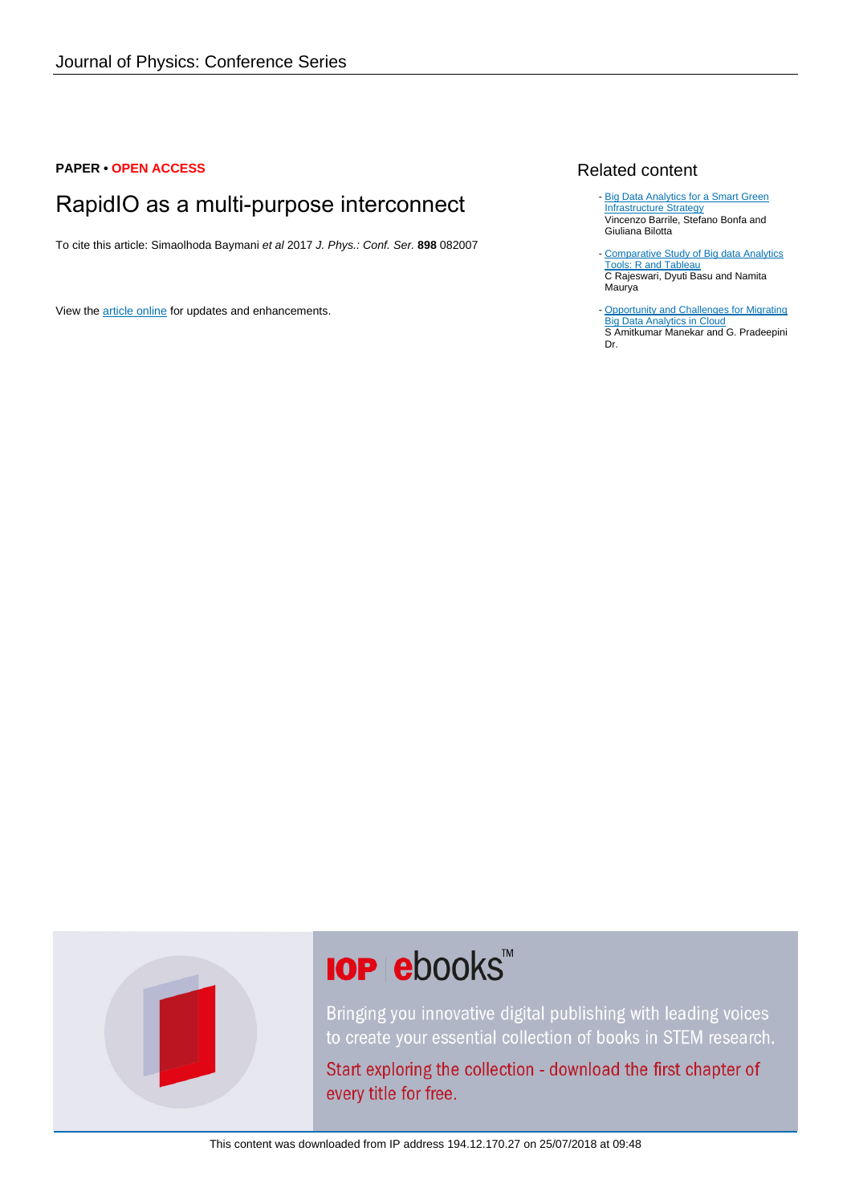**PAPER • OPEN ACCESS**

# RapidIO as a multi-purpose interconnect

To cite this article: Simaolhoda Baymani *et al* 2017 *J. Phys.: Conf. Ser.* **898** 082007

View the article online for updates and enhancements.

## Related content

- Big Data Analytics for a Smart Green Infrastructure Strategy  
  Vincenzo Barrile, Stefano Bonfa and Giuliana Bilotta

- Comparative Study of Big data Analytics Tools: R and Tableau  
  C Rajeswari, Dyuti Basu and Namita Maurya

- Opportunity and Challenges for Migrating Big Data Analytics in Cloud  
  S Amitkumar Manekar and G. Pradeepini Dr.

IOP ebooks™

Bringing you innovative digital publishing with leading voices to create your essential collection of books in STEM research.

Start exploring the collection - download the first chapter of every title for free.

This content was downloaded from IP address 194.12.170.27 on 25/07/2018 at 09:48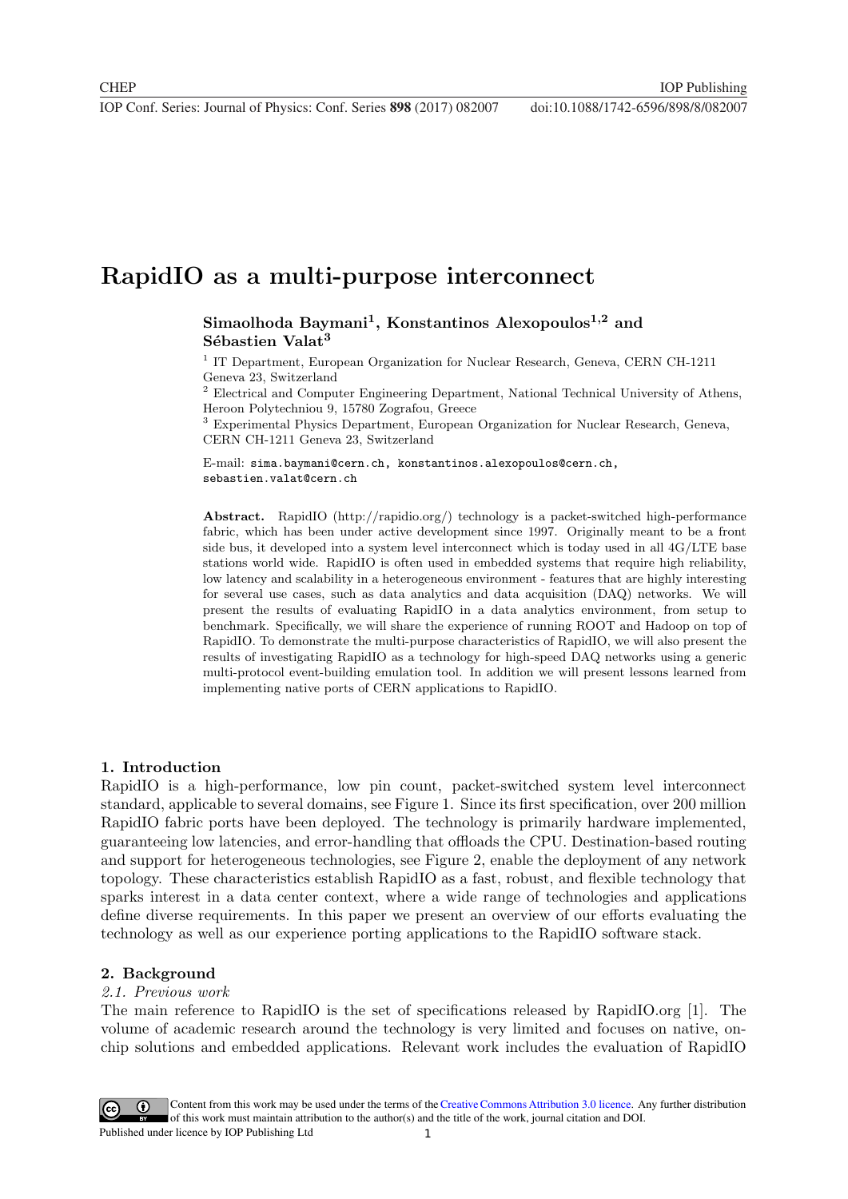# RapidIO as a multi-purpose interconnect

**Simaolhoda Baymani[1], Konstantinos Alexopoulos[1,2] and Sébastien Valat[3]**

[1] IT Department, European Organization for Nuclear Research, Geneva, CERN CH-1211 Geneva 23, Switzerland

[2] Electrical and Computer Engineering Department, National Technical University of Athens, Heroon Polytechniou 9, 15780 Zografou, Greece

[3] Experimental Physics Department, European Organization for Nuclear Research, Geneva, CERN CH-1211 Geneva 23, Switzerland

E-mail: sima.baymani@cern.ch, konstantinos.alexopoulos@cern.ch, sebastien.valat@cern.ch

**Abstract.** RapidIO (http://rapidio.org/) technology is a packet-switched high-performance fabric, which has been under active development since 1997. Originally meant to be a front side bus, it developed into a system level interconnect which is today used in all 4G/LTE base stations world wide. RapidIO is often used in embedded systems that require high reliability, low latency and scalability in a heterogeneous environment - features that are highly interesting for several use cases, such as data analytics and data acquisition (DAQ) networks. We will present the results of evaluating RapidIO in a data analytics environment, from setup to benchmark. Specifically, we will share the experience of running ROOT and Hadoop on top of RapidIO. To demonstrate the multi-purpose characteristics of RapidIO, we will also present the results of investigating RapidIO as a technology for high-speed DAQ networks using a generic multi-protocol event-building emulation tool. In addition we will present lessons learned from implementing native ports of CERN applications to RapidIO.

## 1. Introduction

RapidIO is a high-performance, low pin count, packet-switched system level interconnect standard, applicable to several domains, see Figure 1. Since its first specification, over 200 million RapidIO fabric ports have been deployed. The technology is primarily hardware implemented, guaranteeing low latencies, and error-handling that offloads the CPU. Destination-based routing and support for heterogeneous technologies, see Figure 2, enable the deployment of any network topology. These characteristics establish RapidIO as a fast, robust, and flexible technology that sparks interest in a data center context, where a wide range of technologies and applications define diverse requirements. In this paper we present an overview of our efforts evaluating the technology as well as our experience porting applications to the RapidIO software stack.

## 2. Background

### *2.1. Previous work*

The main reference to RapidIO is the set of specifications released by RapidIO.org [1]. The volume of academic research around the technology is very limited and focuses on native, on-chip solutions and embedded applications. Relevant work includes the evaluation of RapidIO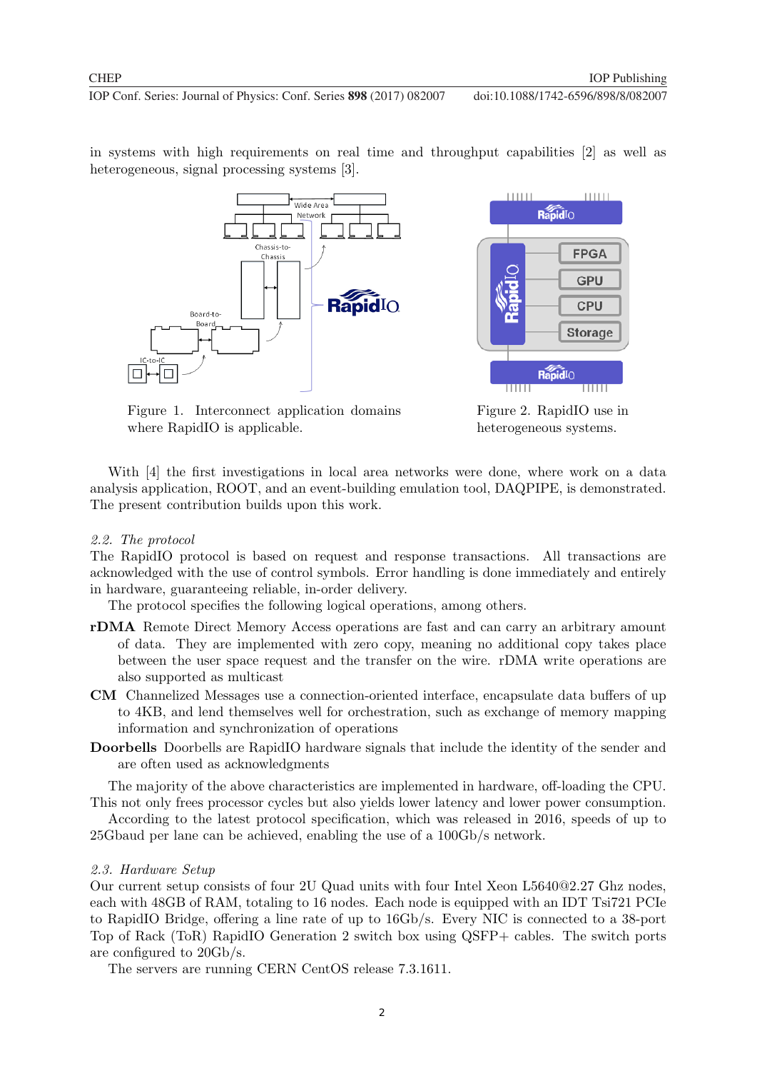in systems with high requirements on real time and throughput capabilities [2] as well as heterogeneous, signal processing systems [3].

Figure 1. Interconnect application domains where RapidIO is applicable.

Figure 2. RapidIO use in heterogeneous systems.

With [4] the first investigations in local area networks were done, where work on a data analysis application, ROOT, and an event-building emulation tool, DAQPIPE, is demonstrated. The present contribution builds upon this work.

### *2.2. The protocol*

The RapidIO protocol is based on request and response transactions. All transactions are acknowledged with the use of control symbols. Error handling is done immediately and entirely in hardware, guaranteeing reliable, in-order delivery.

The protocol specifies the following logical operations, among others.

**rDMA** Remote Direct Memory Access operations are fast and can carry an arbitrary amount of data. They are implemented with zero copy, meaning no additional copy takes place between the user space request and the transfer on the wire. rDMA write operations are also supported as multicast

**CM** Channelized Messages use a connection-oriented interface, encapsulate data buffers of up to 4KB, and lend themselves well for orchestration, such as exchange of memory mapping information and synchronization of operations

**Doorbells** Doorbells are RapidIO hardware signals that include the identity of the sender and are often used as acknowledgements

The majority of the above characteristics are implemented in hardware, off-loading the CPU. This not only frees processor cycles but also yields lower latency and lower power consumption.

According to the latest protocol specification, which was released in 2016, speeds of up to 25Gbaud per lane can be achieved, enabling the use of a 100Gb/s network.

### *2.3. Hardware Setup*

Our current setup consists of four 2U Quad units with four Intel Xeon L5640@2.27 Ghz nodes, each with 48GB of RAM, totaling to 16 nodes. Each node is equipped with an IDT Tsi721 PCIe to RapidIO Bridge, offering a line rate of up to 16Gb/s. Every NIC is connected to a 38-port Top of Rack (ToR) RapidIO Generation 2 switch box using QSFP+ cables. The switch ports are configured to 20Gb/s.

The servers are running CERN CentOS release 7.3.1611.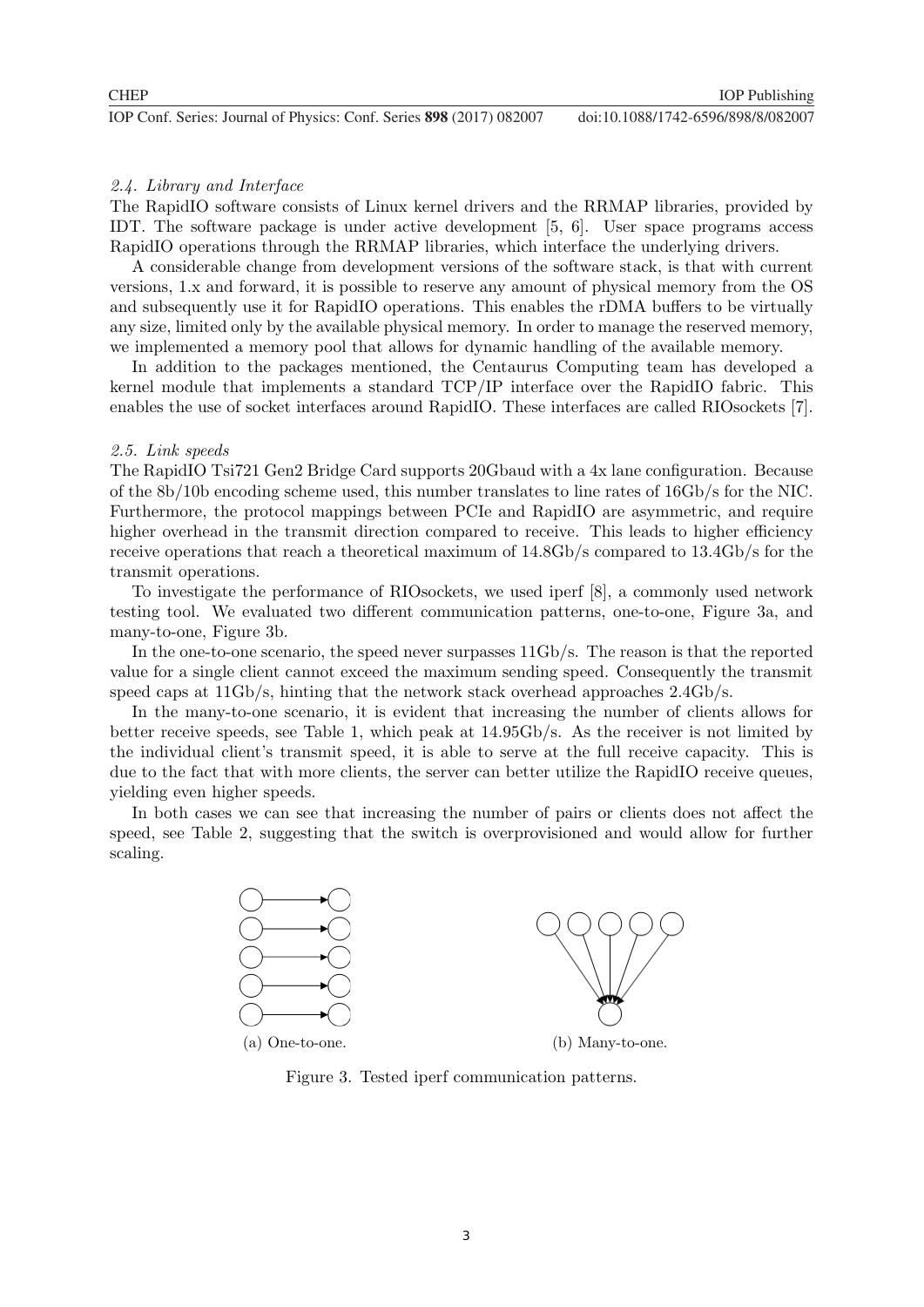### 2.4. Library and Interface

The RapidIO software consists of Linux kernel drivers and the RRMAP libraries, provided by IDT. The software package is under active development [5, 6]. User space programs access RapidIO operations through the RRMAP libraries, which interface the underlying drivers.

A considerable change from development versions of the software stack, is that with current versions, 1.x and forward, it is possible to reserve any amount of physical memory from the OS and subsequently use it for RapidIO operations. This enables the rDMA buffers to be virtually any size, limited only by the available physical memory. In order to manage the reserved memory, we implemented a memory pool that allows for dynamic handling of the available memory.

In addition to the packages mentioned, the Centaurus Computing team has developed a kernel module that implements a standard TCP/IP interface over the RapidIO fabric. This enables the use of socket interfaces around RapidIO. These interfaces are called RIOsockets [7].

### 2.5. Link speeds

The RapidIO Tsi721 Gen2 Bridge Card supports 20Gbaud with a 4x lane configuration. Because of the 8b/10b encoding scheme used, this number translates to line rates of 16Gb/s for the NIC. Furthermore, the protocol mappings between PCIe and RapidIO are asymmetric, and require higher overhead in the transmit direction compared to receive. This leads to higher efficiency receive operations that reach a theoretical maximum of 14.8Gb/s compared to 13.4Gb/s for the transmit operations.

To investigate the performance of RIOsockets, we used iperf [8], a commonly used network testing tool. We evaluated two different communication patterns, one-to-one, Figure 3a, and many-to-one, Figure 3b.

In the one-to-one scenario, the speed never surpasses 11Gb/s. The reason is that the reported value for a single client cannot exceed the maximum sending speed. Consequently the transmit speed caps at 11Gb/s, hinting that the network stack overhead approaches 2.4Gb/s.

In the many-to-one scenario, it is evident that increasing the number of clients allows for better receive speeds, see Table 1, which peak at 14.95Gb/s. As the receiver is not limited by the individual client's transmit speed, it is able to serve at the full receive capacity. This is due to the fact that with more clients, the server can better utilize the RapidIO receive queues, yielding even higher speeds.

In both cases we can see that increasing the number of pairs or clients does not affect the speed, see Table 2, suggesting that the switch is overprovisioned and would allow for further scaling.

(a) One-to-one.

(b) Many-to-one.

Figure 3. Tested iperf communication patterns.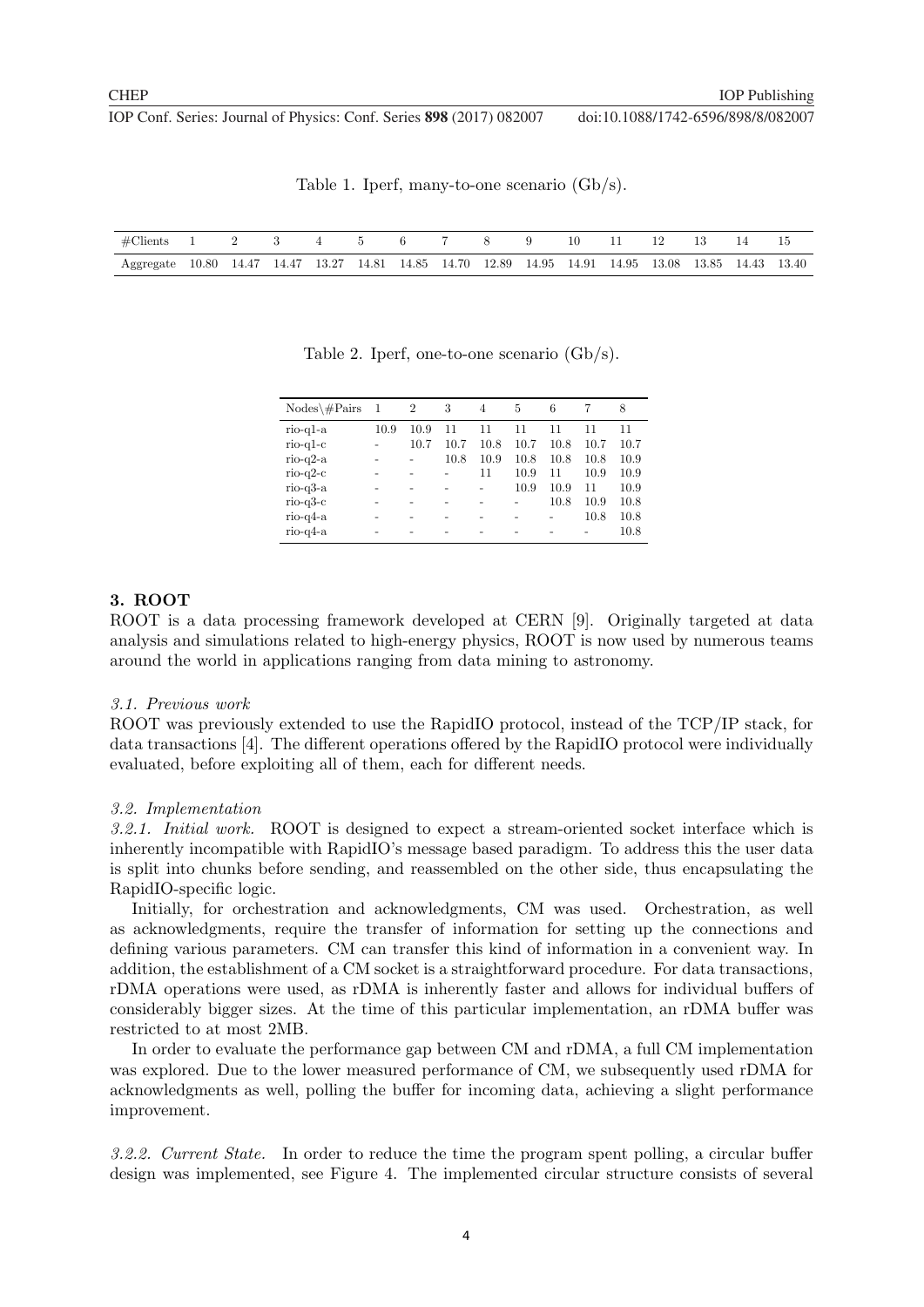Table 1. Iperf, many-to-one scenario (Gb/s).

| #Clients | 1 | 2 | 3 | 4 | 5 | 6 | 7 | 8 | 9 | 10 | 11 | 12 | 13 | 14 | 15 |
|---|---|---|---|---|---|---|---|---|---|---|---|---|---|---|---|
| Aggregate | 10.80 | 14.47 | 14.47 | 13.27 | 14.81 | 14.85 | 14.70 | 12.89 | 14.95 | 14.91 | 14.95 | 13.08 | 13.85 | 14.43 | 13.40 |

Table 2. Iperf, one-to-one scenario (Gb/s).

| Nodes\#Pairs | 1 | 2 | 3 | 4 | 5 | 6 | 7 | 8 |
|---|---|---|---|---|---|---|---|---|
| rio-q1-a | 10.9 | 10.9 | 11 | 11 | 11 | 11 | 11 | 11 |
| rio-q1-c | - | 10.7 | 10.7 | 10.8 | 10.7 | 10.8 | 10.7 | 10.7 |
| rio-q2-a | - | - | 10.8 | 10.9 | 10.8 | 10.8 | 10.8 | 10.9 |
| rio-q2-c | - | - | - | 11 | 10.9 | 11 | 10.9 | 10.9 |
| rio-q3-a | - | - | - | - | 10.9 | 10.9 | 11 | 10.9 |
| rio-q3-c | - | - | - | - | - | 10.8 | 10.9 | 10.8 |
| rio-q4-a | - | - | - | - | - | - | 10.8 | 10.8 |
| rio-q4-a | - | - | - | - | - | - | - | 10.8 |

## 3. ROOT

ROOT is a data processing framework developed at CERN [9]. Originally targeted at data analysis and simulations related to high-energy physics, ROOT is now used by numerous teams around the world in applications ranging from data mining to astronomy.

### *3.1. Previous work*

ROOT was previously extended to use the RapidIO protocol, instead of the TCP/IP stack, for data transactions [4]. The different operations offered by the RapidIO protocol were individually evaluated, before exploiting all of them, each for different needs.

### *3.2. Implementation*

*3.2.1. Initial work.* ROOT is designed to expect a stream-oriented socket interface which is inherently incompatible with RapidIO's message based paradigm. To address this the user data is split into chunks before sending, and reassembled on the other side, thus encapsulating the RapidIO-specific logic.

Initially, for orchestration and acknowledgments, CM was used. Orchestration, as well as acknowledgments, require the transfer of information for setting up the connections and defining various parameters. CM can transfer this kind of information in a convenient way. In addition, the establishment of a CM socket is a straightforward procedure. For data transactions, rDMA operations were used, as rDMA is inherently faster and allows for individual buffers of considerably bigger sizes. At the time of this particular implementation, an rDMA buffer was restricted to at most 2MB.

In order to evaluate the performance gap between CM and rDMA, a full CM implementation was explored. Due to the lower measured performance of CM, we subsequently used rDMA for acknowledgments as well, polling the buffer for incoming data, achieving a slight performance improvement.

*3.2.2. Current State.* In order to reduce the time the program spent polling, a circular buffer design was implemented, see Figure 4. The implemented circular structure consists of several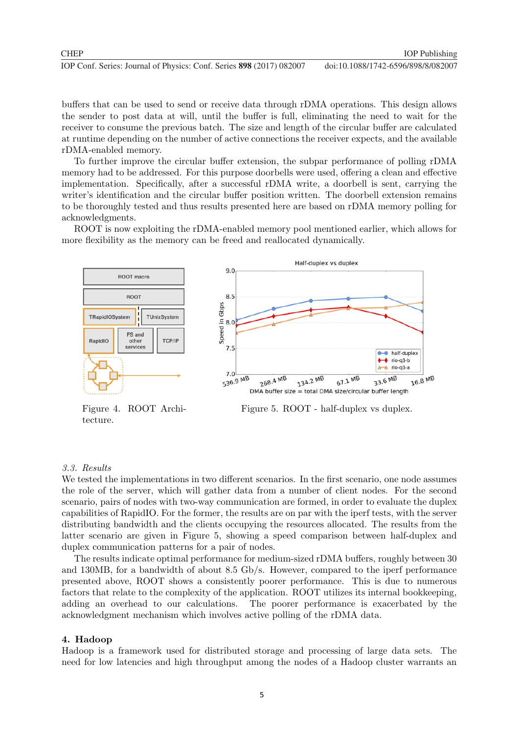buffers that can be used to send or receive data through rDMA operations. This design allows the sender to post data at will, until the buffer is full, eliminating the need to wait for the receiver to consume the previous batch. The size and length of the circular buffer are calculated at runtime depending on the number of active connections the receiver expects, and the available rDMA-enabled memory.

To further improve the circular buffer extension, the subpar performance of polling rDMA memory had to be addressed. For this purpose doorbells were used, offering a clean and effective implementation. Specifically, after a successful rDMA write, a doorbell is sent, carrying the writer's identification and the circular buffer position written. The doorbell extension remains to be thoroughly tested and thus results presented here are based on rDMA memory polling for acknowledgments.

ROOT is now exploiting the rDMA-enabled memory pool mentioned earlier, which allows for more flexibility as the memory can be freed and reallocated dynamically.

Figure 4. ROOT Architecture.

Figure 5. ROOT - half-duplex vs duplex.

### 3.3. Results

We tested the implementations in two different scenarios. In the first scenario, one node assumes the role of the server, which will gather data from a number of client nodes. For the second scenario, pairs of nodes with two-way communication are formed, in order to evaluate the duplex capabilities of RapidIO. For the former, the results are on par with the iperf tests, with the server distributing bandwidth and the clients occupying the resources allocated. The results from the latter scenario are given in Figure 5, showing a speed comparison between half-duplex and duplex communication patterns for a pair of nodes.

The results indicate optimal performance for medium-sized rDMA buffers, roughly between 30 and 130MB, for a bandwidth of about 8.5 Gb/s. However, compared to the iperf performance presented above, ROOT shows a consistently poorer performance. This is due to numerous factors that relate to the complexity of the application. ROOT utilizes its internal bookkeeping, adding an overhead to our calculations. The poorer performance is exacerbated by the acknowledgment mechanism which involves active polling of the rDMA data.

## 4. Hadoop

Hadoop is a framework used for distributed storage and processing of large data sets. The need for low latencies and high throughput among the nodes of a Hadoop cluster warrants an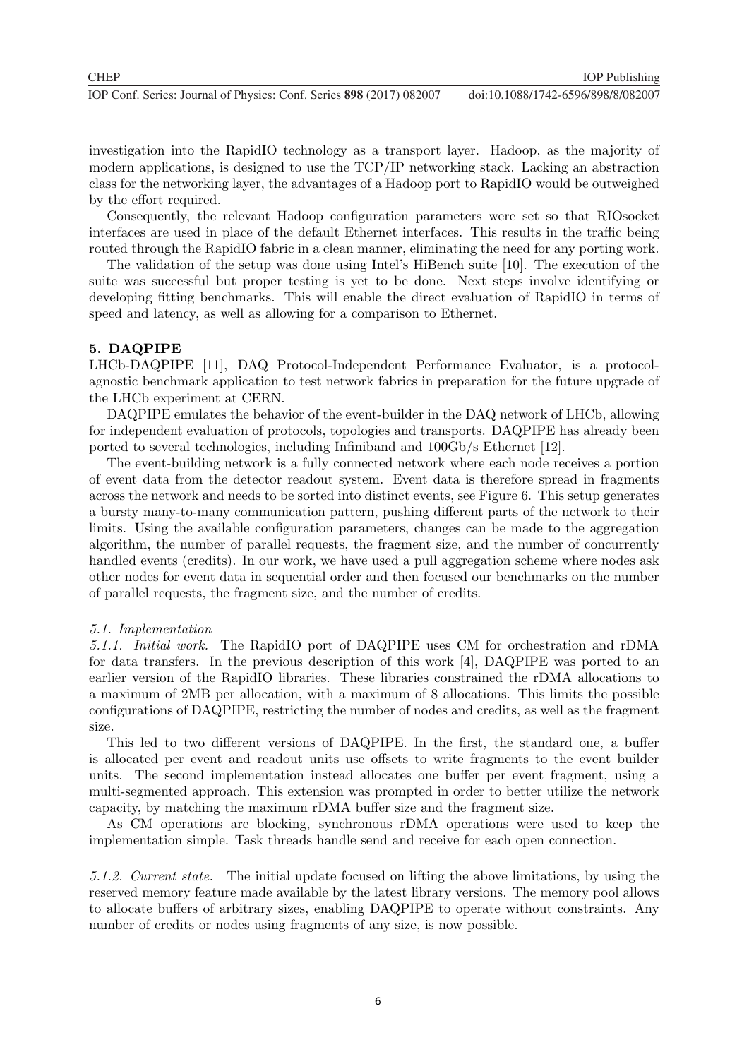investigation into the RapidIO technology as a transport layer. Hadoop, as the majority of modern applications, is designed to use the TCP/IP networking stack. Lacking an abstraction class for the networking layer, the advantages of a Hadoop port to RapidIO would be outweighed by the effort required.

Consequently, the relevant Hadoop configuration parameters were set so that RIOsocket interfaces are used in place of the default Ethernet interfaces. This results in the traffic being routed through the RapidIO fabric in a clean manner, eliminating the need for any porting work.

The validation of the setup was done using Intel's HiBench suite [10]. The execution of the suite was successful but proper testing is yet to be done. Next steps involve identifying or developing fitting benchmarks. This will enable the direct evaluation of RapidIO in terms of speed and latency, as well as allowing for a comparison to Ethernet.

## 5. DAQPIPE

LHCb-DAQPIPE [11], DAQ Protocol-Independent Performance Evaluator, is a protocol-agnostic benchmark application to test network fabrics in preparation for the future upgrade of the LHCb experiment at CERN.

DAQPIPE emulates the behavior of the event-builder in the DAQ network of LHCb, allowing for independent evaluation of protocols, topologies and transports. DAQPIPE has already been ported to several technologies, including Infiniband and 100Gb/s Ethernet [12].

The event-building network is a fully connected network where each node receives a portion of event data from the detector readout system. Event data is therefore spread in fragments across the network and needs to be sorted into distinct events, see Figure 6. This setup generates a bursty many-to-many communication pattern, pushing different parts of the network to their limits. Using the available configuration parameters, changes can be made to the aggregation algorithm, the number of parallel requests, the fragment size, and the number of concurrently handled events (credits). In our work, we have used a pull aggregation scheme where nodes ask other nodes for event data in sequential order and then focused our benchmarks on the number of parallel requests, the fragment size, and the number of credits.

### *5.1. Implementation*

*5.1.1. Initial work.* The RapidIO port of DAQPIPE uses CM for orchestration and rDMA for data transfers. In the previous description of this work [4], DAQPIPE was ported to an earlier version of the RapidIO libraries. These libraries constrained the rDMA allocations to a maximum of 2MB per allocation, with a maximum of 8 allocations. This limits the possible configurations of DAQPIPE, restricting the number of nodes and credits, as well as the fragment size.

This led to two different versions of DAQPIPE. In the first, the standard one, a buffer is allocated per event and readout units use offsets to write fragments to the event builder units. The second implementation instead allocates one buffer per event fragment, using a multi-segmented approach. This extension was prompted in order to better utilize the network capacity, by matching the maximum rDMA buffer size and the fragment size.

As CM operations are blocking, synchronous rDMA operations were used to keep the implementation simple. Task threads handle send and receive for each open connection.

*5.1.2. Current state.* The initial update focused on lifting the above limitations, by using the reserved memory feature made available by the latest library versions. The memory pool allows to allocate buffers of arbitrary sizes, enabling DAQPIPE to operate without constraints. Any number of credits or nodes using fragments of any size, is now possible.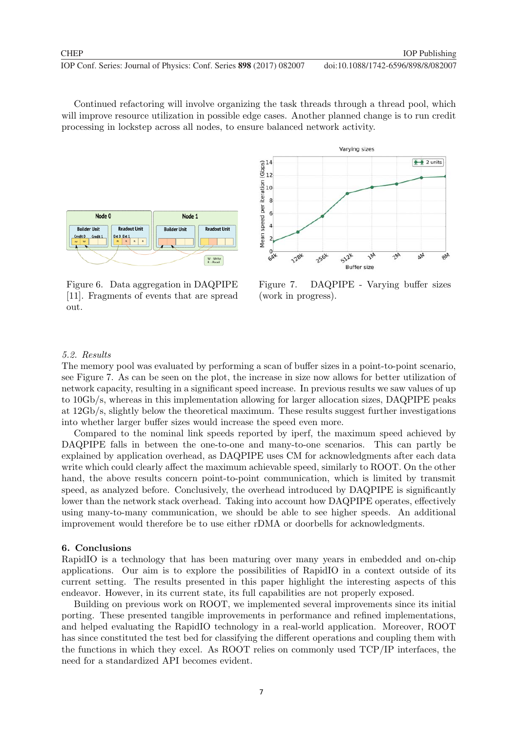Continued refactoring will involve organizing the task threads through a thread pool, which will improve resource utilization in possible edge cases. Another planned change is to run credit processing in lockstep across all nodes, to ensure balanced network activity.

Figure 6. Data aggregation in DAQPIPE [11]. Fragments of events that are spread out.

Figure 7. DAQPIPE - Varying buffer sizes (work in progress).

### 5.2. Results

The memory pool was evaluated by performing a scan of buffer sizes in a point-to-point scenario, see Figure 7. As can be seen on the plot, the increase in size now allows for better utilization of network capacity, resulting in a significant speed increase. In previous results we saw values of up to 10Gb/s, whereas in this implementation allowing for larger allocation sizes, DAQPIPE peaks at 12Gb/s, slightly below the theoretical maximum. These results suggest further investigations into whether larger buffer sizes would increase the speed even more.

Compared to the nominal link speeds reported by iperf, the maximum speed achieved by DAQPIPE falls in between the one-to-one and many-to-one scenarios. This can partly be explained by application overhead, as DAQPIPE uses CM for acknowledgments after each data write which could clearly affect the maximum achievable speed, similarly to ROOT. On the other hand, the above results concern point-to-point communication, which is limited by transmit speed, as analyzed before. Conclusively, the overhead introduced by DAQPIPE is significantly lower than the network stack overhead. Taking into account how DAQPIPE operates, effectively using many-to-many communication, we should be able to see higher speeds. An additional improvement would therefore be to use either rDMA or doorbells for acknowledgments.

## 6. Conclusions

RapidIO is a technology that has been maturing over many years in embedded and on-chip applications. Our aim is to explore the possibilities of RapidIO in a context outside of its current setting. The results presented in this paper highlight the interesting aspects of this endeavor. However, in its current state, its full capabilities are not properly exposed.

Building on previous work on ROOT, we implemented several improvements since its initial porting. These presented tangible improvements in performance and refined implementations, and helped evaluating the RapidIO technology in a real-world application. Moreover, ROOT has since constituted the test bed for classifying the different operations and coupling them with the functions in which they excel. As ROOT relies on commonly used TCP/IP interfaces, the need for a standardized API becomes evident.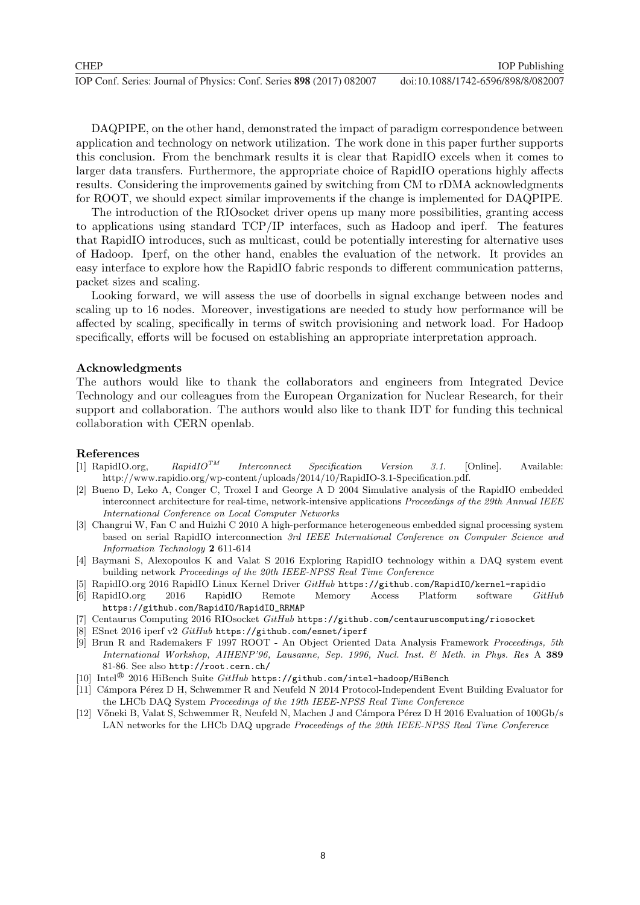DAQPIPE, on the other hand, demonstrated the impact of paradigm correspondence between application and technology on network utilization. The work done in this paper further supports this conclusion. From the benchmark results it is clear that RapidIO excels when it comes to larger data transfers. Furthermore, the appropriate choice of RapidIO operations highly affects results. Considering the improvements gained by switching from CM to rDMA acknowledgments for ROOT, we should expect similar improvements if the change is implemented for DAQPIPE.

The introduction of the RIOsocket driver opens up many more possibilities, granting access to applications using standard TCP/IP interfaces, such as Hadoop and iperf. The features that RapidIO introduces, such as multicast, could be potentially interesting for alternative uses of Hadoop. Iperf, on the other hand, enables the evaluation of the network. It provides an easy interface to explore how the RapidIO fabric responds to different communication patterns, packet sizes and scaling.

Looking forward, we will assess the use of doorbells in signal exchange between nodes and scaling up to 16 nodes. Moreover, investigations are needed to study how performance will be affected by scaling, specifically in terms of switch provisioning and network load. For Hadoop specifically, efforts will be focused on establishing an appropriate interpretation approach.

## Acknowledgments

The authors would like to thank the collaborators and engineers from Integrated Device Technology and our colleagues from the European Organization for Nuclear Research, for their support and collaboration. The authors would also like to thank IDT for funding this technical collaboration with CERN openlab.

## References

[1] RapidIO.org, *RapidIO$^{TM}$ Interconnect Specification Version 3.1.* [Online]. Available: http://www.rapidio.org/wp-content/uploads/2014/10/RapidIO-3.1-Specification.pdf.

[2] Bueno D, Leko A, Conger C, Troxel I and George A D 2004 Simulative analysis of the RapidIO embedded interconnect architecture for real-time, network-intensive applications *Proceedings of the 29th Annual IEEE International Conference on Local Computer Networks*

[3] Changrui W, Fan C and Huizhi C 2010 A high-performance heterogeneous embedded signal processing system based on serial RapidIO interconnection *3rd IEEE International Conference on Computer Science and Information Technology* **2** 611-614

[4] Baymani S, Alexopoulos K and Valat S 2016 Exploring RapidIO technology within a DAQ system event building network *Proceedings of the 20th IEEE-NPSS Real Time Conference*

[5] RapidIO.org 2016 RapidIO Linux Kernel Driver *GitHub* https://github.com/RapidIO/kernel-rapidio

[6] RapidIO.org 2016 RapidIO Remote Memory Access Platform software *GitHub* https://github.com/RapidIO/RapidIO_RRMAP

[7] Centaurus Computing 2016 RIOsocket *GitHub* https://github.com/centauruscomputing/riosocket

[8] ESnet 2016 iperf v2 *GitHub* https://github.com/esnet/iperf

[9] Brun R and Rademakers F 1997 ROOT - An Object Oriented Data Analysis Framework *Proceedings, 5th International Workshop, AIHENP'96, Lausanne, Sep. 1996, Nucl. Inst. & Meth. in Phys. Res* A **389** 81-86. See also http://root.cern.ch/

[10] Intel® 2016 HiBench Suite *GitHub* https://github.com/intel-hadoop/HiBench

[11] Cámpora Pérez D H, Schwemmer R and Neufeld N 2014 Protocol-Independent Event Building Evaluator for the LHCb DAQ System *Proceedings of the 19th IEEE-NPSS Real Time Conference*

[12] Vőneki B, Valat S, Schwemmer R, Neufeld N, Machen J and Cámpora Pérez D H 2016 Evaluation of 100Gb/s LAN networks for the LHCb DAQ upgrade *Proceedings of the 20th IEEE-NPSS Real Time Conference*